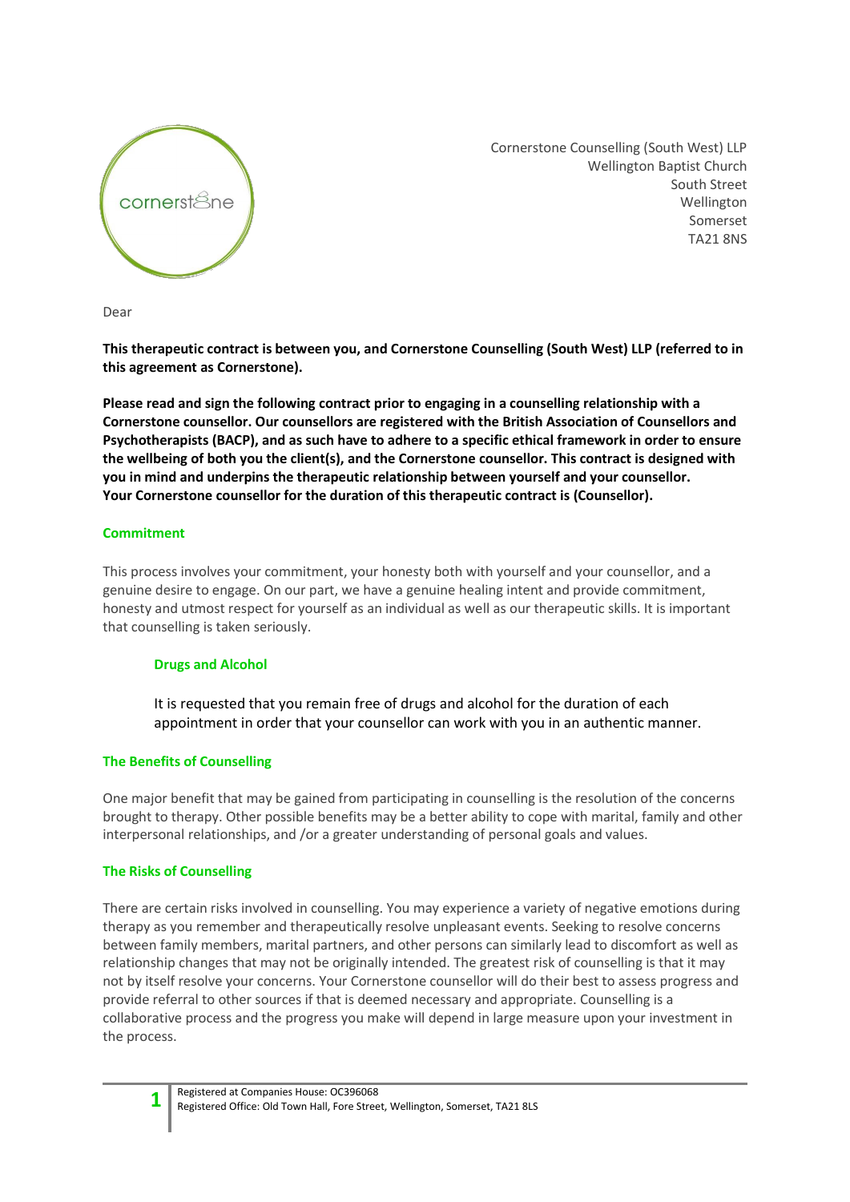Cornerstone Counselling (South West) LLP
Wellington Baptist Church
South Street
Wellington
Somerset
TA21 8NS

Dear

**This therapeutic contract is between you, and Cornerstone Counselling (South West) LLP (referred to in this agreement as Cornerstone).**

**Please read and sign the following contract prior to engaging in a counselling relationship with a Cornerstone counsellor. Our counsellors are registered with the British Association of Counsellors and Psychotherapists (BACP), and as such have to adhere to a specific ethical framework in order to ensure the wellbeing of both you the client(s), and the Cornerstone counsellor. This contract is designed with you in mind and underpins the therapeutic relationship between yourself and your counsellor. Your Cornerstone counsellor for the duration of this therapeutic contract is (Counsellor).**

## Commitment

This process involves your commitment, your honesty both with yourself and your counsellor, and a genuine desire to engage. On our part, we have a genuine healing intent and provide commitment, honesty and utmost respect for yourself as an individual as well as our therapeutic skills. It is important that counselling is taken seriously.

### Drugs and Alcohol

It is requested that you remain free of drugs and alcohol for the duration of each appointment in order that your counsellor can work with you in an authentic manner.

## The Benefits of Counselling

One major benefit that may be gained from participating in counselling is the resolution of the concerns brought to therapy. Other possible benefits may be a better ability to cope with marital, family and other interpersonal relationships, and /or a greater understanding of personal goals and values.

## The Risks of Counselling

There are certain risks involved in counselling. You may experience a variety of negative emotions during therapy as you remember and therapeutically resolve unpleasant events. Seeking to resolve concerns between family members, marital partners, and other persons can similarly lead to discomfort as well as relationship changes that may not be originally intended. The greatest risk of counselling is that it may not by itself resolve your concerns. Your Cornerstone counsellor will do their best to assess progress and provide referral to other sources if that is deemed necessary and appropriate. Counselling is a collaborative process and the progress you make will depend in large measure upon your investment in the process.

Registered at Companies House: OC396068
Registered Office: Old Town Hall, Fore Street, Wellington, Somerset, TA21 8LS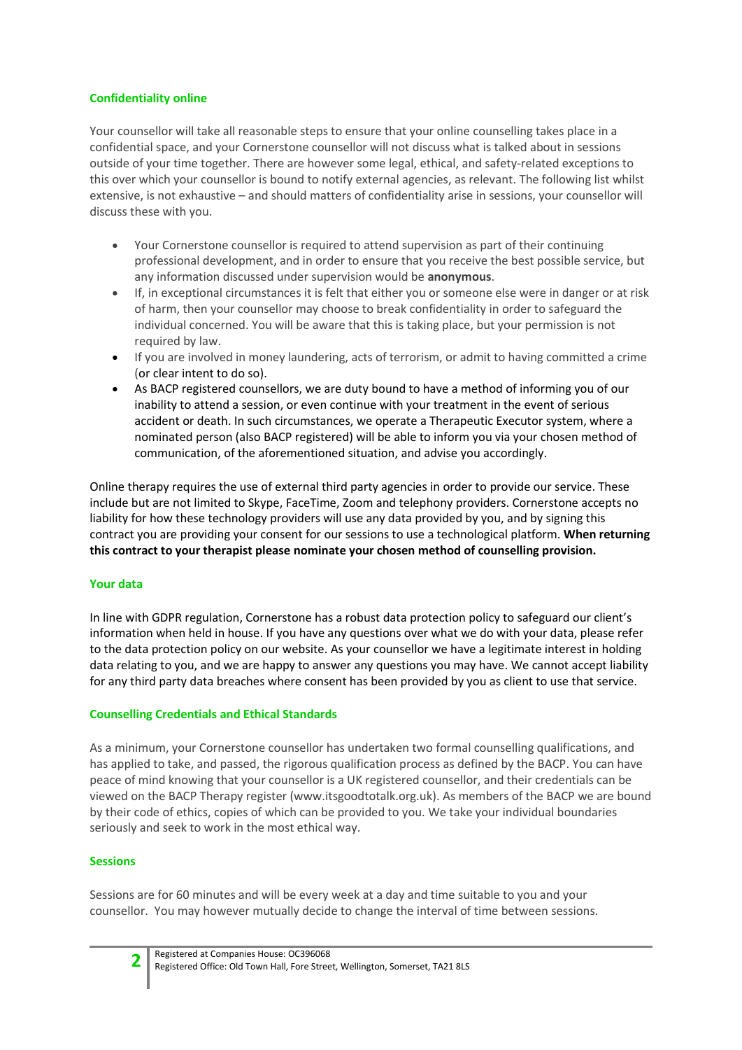## Confidentiality online

Your counsellor will take all reasonable steps to ensure that your online counselling takes place in a confidential space, and your Cornerstone counsellor will not discuss what is talked about in sessions outside of your time together. There are however some legal, ethical, and safety-related exceptions to this over which your counsellor is bound to notify external agencies, as relevant. The following list whilst extensive, is not exhaustive – and should matters of confidentiality arise in sessions, your counsellor will discuss these with you.

- Your Cornerstone counsellor is required to attend supervision as part of their continuing professional development, and in order to ensure that you receive the best possible service, but any information discussed under supervision would be **anonymous**.
- If, in exceptional circumstances it is felt that either you or someone else were in danger or at risk of harm, then your counsellor may choose to break confidentiality in order to safeguard the individual concerned. You will be aware that this is taking place, but your permission is not required by law.
- If you are involved in money laundering, acts of terrorism, or admit to having committed a crime (or clear intent to do so).
- As BACP registered counsellors, we are duty bound to have a method of informing you of our inability to attend a session, or even continue with your treatment in the event of serious accident or death. In such circumstances, we operate a Therapeutic Executor system, where a nominated person (also BACP registered) will be able to inform you via your chosen method of communication, of the aforementioned situation, and advise you accordingly.

Online therapy requires the use of external third party agencies in order to provide our service. These include but are not limited to Skype, FaceTime, Zoom and telephony providers. Cornerstone accepts no liability for how these technology providers will use any data provided by you, and by signing this contract you are providing your consent for our sessions to use a technological platform. **When returning this contract to your therapist please nominate your chosen method of counselling provision.**

## Your data

In line with GDPR regulation, Cornerstone has a robust data protection policy to safeguard our client's information when held in house. If you have any questions over what we do with your data, please refer to the data protection policy on our website. As your counsellor we have a legitimate interest in holding data relating to you, and we are happy to answer any questions you may have. We cannot accept liability for any third party data breaches where consent has been provided by you as client to use that service.

## Counselling Credentials and Ethical Standards

As a minimum, your Cornerstone counsellor has undertaken two formal counselling qualifications, and has applied to take, and passed, the rigorous qualification process as defined by the BACP. You can have peace of mind knowing that your counsellor is a UK registered counsellor, and their credentials can be viewed on the BACP Therapy register (www.itsgoodtotalk.org.uk). As members of the BACP we are bound by their code of ethics, copies of which can be provided to you. We take your individual boundaries seriously and seek to work in the most ethical way.

## Sessions

Sessions are for 60 minutes and will be every week at a day and time suitable to you and your counsellor. You may however mutually decide to change the interval of time between sessions.

Registered at Companies House: OC396068
Registered Office: Old Town Hall, Fore Street, Wellington, Somerset, TA21 8LS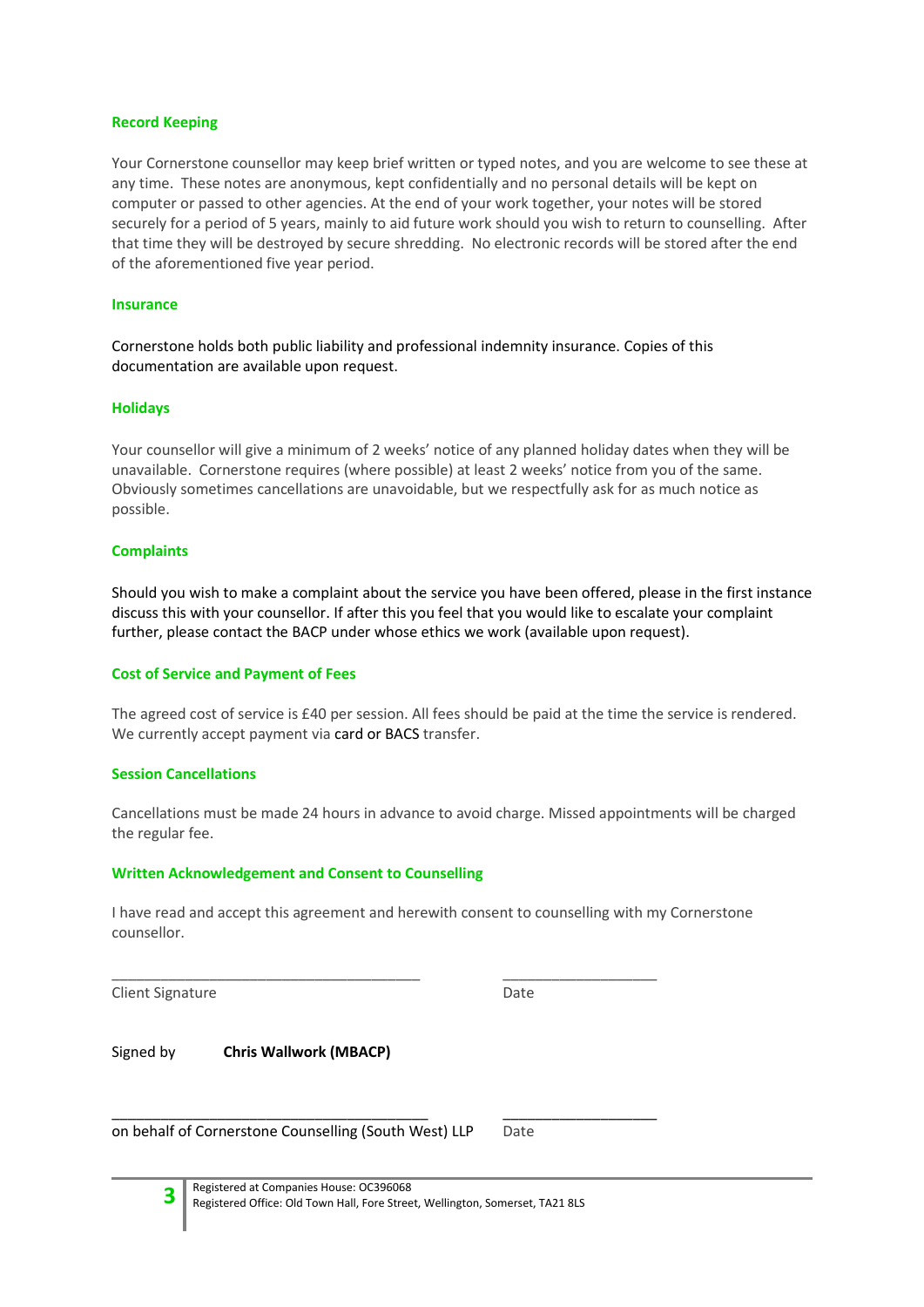## Record Keeping

Your Cornerstone counsellor may keep brief written or typed notes, and you are welcome to see these at any time. These notes are anonymous, kept confidentially and no personal details will be kept on computer or passed to other agencies. At the end of your work together, your notes will be stored securely for a period of 5 years, mainly to aid future work should you wish to return to counselling. After that time they will be destroyed by secure shredding. No electronic records will be stored after the end of the aforementioned five year period.

## Insurance

Cornerstone holds both public liability and professional indemnity insurance. Copies of this documentation are available upon request.

## Holidays

Your counsellor will give a minimum of 2 weeks' notice of any planned holiday dates when they will be unavailable. Cornerstone requires (where possible) at least 2 weeks' notice from you of the same. Obviously sometimes cancellations are unavoidable, but we respectfully ask for as much notice as possible.

## Complaints

Should you wish to make a complaint about the service you have been offered, please in the first instance discuss this with your counsellor. If after this you feel that you would like to escalate your complaint further, please contact the BACP under whose ethics we work (available upon request).

## Cost of Service and Payment of Fees

The agreed cost of service is £40 per session. All fees should be paid at the time the service is rendered. We currently accept payment via card or BACS transfer.

## Session Cancellations

Cancellations must be made 24 hours in advance to avoid charge. Missed appointments will be charged the regular fee.

## Written Acknowledgement and Consent to Counselling

I have read and accept this agreement and herewith consent to counselling with my Cornerstone counsellor.

\_\_\_\_\_\_\_\_\_\_\_\_\_\_\_\_\_\_\_\_\_\_\_\_\_\_\_\_\_\_\_\_\_\_\_\_\_\_\_\_ \_\_\_\_\_\_\_\_\_\_\_\_\_\_\_\_\_\_\_\_

Client Signature Date

Signed by **Chris Wallwork (MBACP)**

\_\_\_\_\_\_\_\_\_\_\_\_\_\_\_\_\_\_\_\_\_\_\_\_\_\_\_\_\_\_\_\_\_\_\_\_\_\_\_\_ \_\_\_\_\_\_\_\_\_\_\_\_\_\_\_\_\_\_\_\_

on behalf of Cornerstone Counselling (South West) LLP Date

Registered at Companies House: OC396068
Registered Office: Old Town Hall, Fore Street, Wellington, Somerset, TA21 8LS